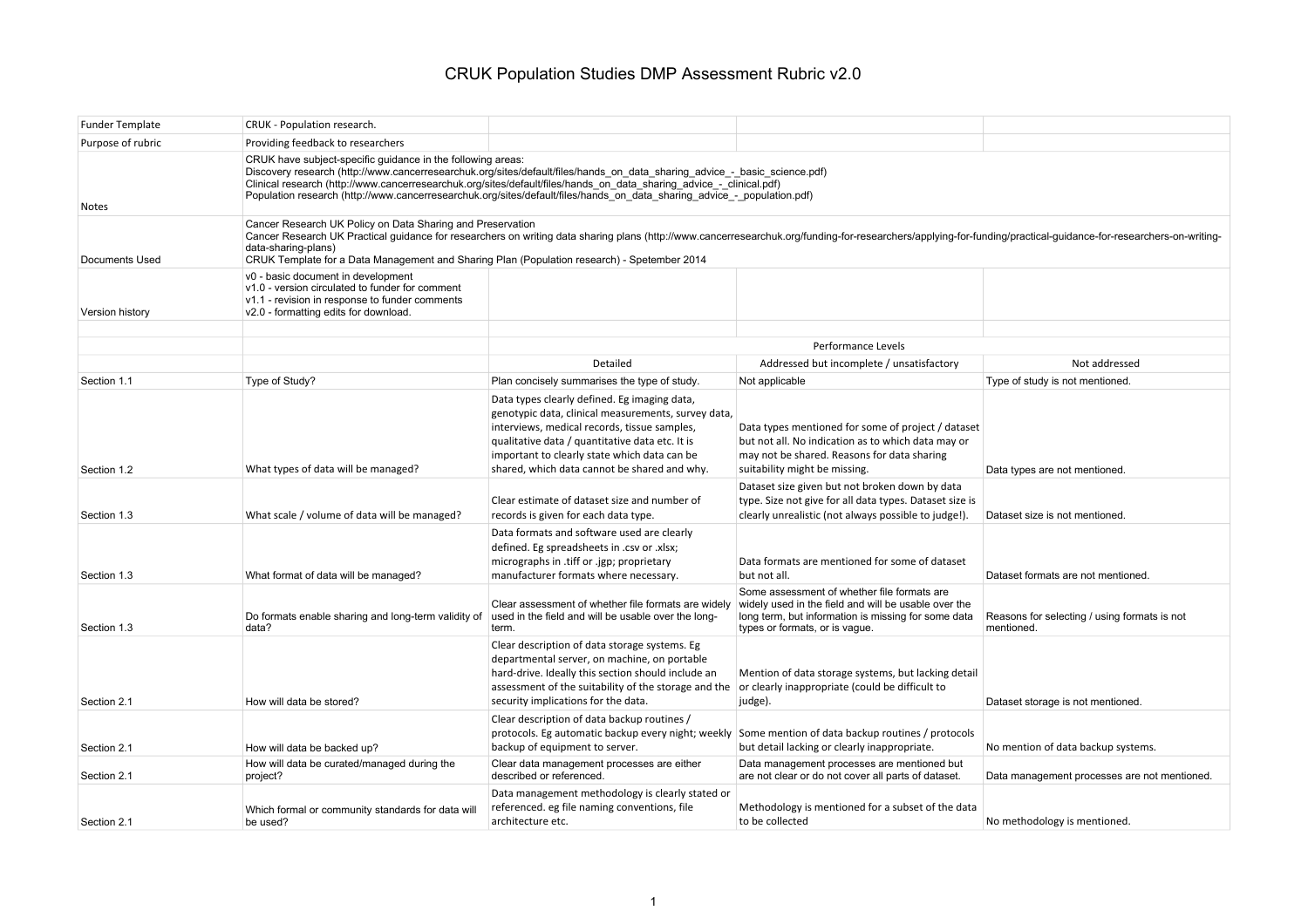# CRUK Population Studies DMP Assessment Rubric v2.0

| | | | | |
|---|---|---|---|---|
| Funder Template | CRUK - Population research. | | | |
| Purpose of rubric | Providing feedback to researchers | | | |
| Notes | CRUK have subject-specific guidance in the following areas:<br>Discovery research (http://www.cancerresearchuk.org/sites/default/files/hands_on_data_sharing_advice_-_basic_science.pdf)<br>Clinical research (http://www.cancerresearchuk.org/sites/default/files/hands_on_data_sharing_advice_-_clinical.pdf)<br>Population research (http://www.cancerresearchuk.org/sites/default/files/hands_on_data_sharing_advice_-_population.pdf) | | | |
| Documents Used | Cancer Research UK Policy on Data Sharing and Preservation<br>Cancer Research UK Practical guidance for researchers on writing data sharing plans (http://www.cancerresearchuk.org/funding-for-researchers/applying-for-funding/practical-guidance-for-researchers-on-writing-data-sharing-plans)<br>CRUK Template for a Data Management and Sharing Plan (Population research) - Spetember 2014 | | | |
| Version history | v0 - basic document in development<br>v1.0 - version circulated to funder for comment<br>v1.1 - revision in response to funder comments<br>v2.0 - formatting edits for download. | | | |
| | | | | |
| | | Performance Levels | | |
| | | Detailed | Addressed but incomplete / unsatisfactory | Not addressed |
| Section 1.1 | Type of Study? | Plan concisely summarises the type of study. | Not applicable | Type of study is not mentioned. |
| Section 1.2 | What types of data will be managed? | Data types clearly defined. Eg imaging data, genotypic data, clinical measurements, survey data, interviews, medical records, tissue samples, qualitative data / quantitative data etc. It is important to clearly state which data can be shared, which data cannot be shared and why. | Data types mentioned for some of project / dataset but not all. No indication as to which data may or may not be shared. Reasons for data sharing suitability might be missing. | Data types are not mentioned. |
| Section 1.3 | What scale / volume of data will be managed? | Clear estimate of dataset size and number of records is given for each data type. | Dataset size given but not broken down by data type. Size not give for all data types. Dataset size is clearly unrealistic (not always possible to judge!). | Dataset size is not mentioned. |
| Section 1.3 | What format of data will be managed? | Data formats and software used are clearly defined. Eg spreadsheets in .csv or .xlsx; micrographs in .tiff or .jgp; proprietary manufacturer formats where necessary. | Data formats are mentioned for some of dataset but not all. | Dataset formats are not mentioned. |
| Section 1.3 | Do formats enable sharing and long-term validity of data? | Clear assessment of whether file formats are widely used in the field and will be usable over the long-term. | Some assessment of whether file formats are widely used in the field and will be usable over the long term, but information is missing for some data types or formats, or is vague. | Reasons for selecting / using formats is not mentioned. |
| Section 2.1 | How will data be stored? | Clear description of data storage systems. Eg departmental server, on machine, on portable hard-drive. Ideally this section should include an assessment of the suitability of the storage and the security implications for the data. | Mention of data storage systems, but lacking detail or clearly inappropriate (could be difficult to judge). | Dataset storage is not mentioned. |
| Section 2.1 | How will data be backed up? | Clear description of data backup routines / protocols. Eg automatic backup every night; weekly backup of equipment to server. | Some mention of data backup routines / protocols but detail lacking or clearly inappropriate. | No mention of data backup systems. |
| Section 2.1 | How will data be curated/managed during the project? | Clear data management processes are either described or referenced. | Data management processes are mentioned but are not clear or do not cover all parts of dataset. | Data management processes are not mentioned. |
| Section 2.1 | Which formal or community standards for data will be used? | Data management methodology is clearly stated or referenced. eg file naming conventions, file architecture etc. | Methodology is mentioned for a subset of the data to be collected | No methodology is mentioned. |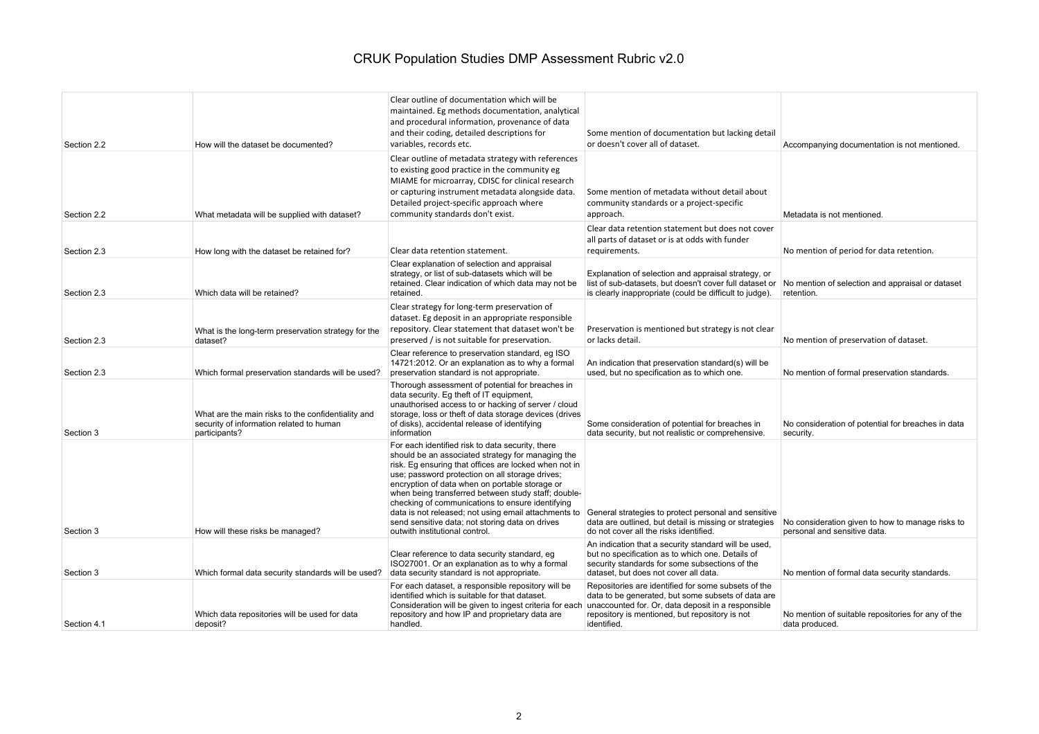# CRUK Population Studies DMP Assessment Rubric v2.0

| | | | | |
|---|---|---|---|---|
| Section 2.2 | How will the dataset be documented? | Clear outline of documentation which will be maintained. Eg methods documentation, analytical and procedural information, provenance of data and their coding, detailed descriptions for variables, records etc. | Some mention of documentation but lacking detail or doesn't cover all of dataset. | Accompanying documentation is not mentioned. |
| Section 2.2 | What metadata will be supplied with dataset? | Clear outline of metadata strategy with references to existing good practice in the community eg MIAME for microarray, CDISC for clinical research or capturing instrument metadata alongside data. Detailed project-specific approach where community standards don't exist. | Some mention of metadata without detail about community standards or a project-specific approach. | Metadata is not mentioned. |
| Section 2.3 | How long with the dataset be retained for? | Clear data retention statement. | Clear data retention statement but does not cover all parts of dataset or is at odds with funder requirements. | No mention of period for data retention. |
| Section 2.3 | Which data will be retained? | Clear explanation of selection and appraisal strategy, or list of sub-datasets which will be retained. Clear indication of which data may not be retained. | Explanation of selection and appraisal strategy, or list of sub-datasets, but doesn't cover full dataset or is clearly inappropriate (could be difficult to judge). | No mention of selection and appraisal or dataset retention. |
| Section 2.3 | What is the long-term preservation strategy for the dataset? | Clear strategy for long-term preservation of dataset. Eg deposit in an appropriate responsible repository. Clear statement that dataset won't be preserved / is not suitable for preservation. | Preservation is mentioned but strategy is not clear or lacks detail. | No mention of preservation of dataset. |
| Section 2.3 | Which formal preservation standards will be used? | Clear reference to preservation standard, eg ISO 14721:2012. Or an explanation as to why a formal preservation standard is not appropriate. | An indication that preservation standard(s) will be used, but no specification as to which one. | No mention of formal preservation standards. |
| Section 3 | What are the main risks to the confidentiality and security of information related to human participants? | Thorough assessment of potential for breaches in data security. Eg theft of IT equipment, unauthorised access to or hacking of server / cloud storage, loss or theft of data storage devices (drives of disks), accidental release of identifying information | Some consideration of potential for breaches in data security, but not realistic or comprehensive. | No consideration of potential for breaches in data security. |
| Section 3 | How will these risks be managed? | For each identified risk to data security, there should be an associated strategy for managing the risk. Eg ensuring that offices are locked when not in use; password protection on all storage drives; encryption of data when on portable storage or when being transferred between study staff; double-checking of communications to ensure identifying data is not released; not using email attachments to send sensitive data; not storing data on drives outwith institutional control. | General strategies to protect personal and sensitive data are outlined, but detail is missing or strategies do not cover all the risks identified. | No consideration given to how to manage risks to personal and sensitive data. |
| Section 3 | Which formal data security standards will be used? | Clear reference to data security standard, eg ISO27001. Or an explanation as to why a formal data security standard is not appropriate. | An indication that a security standard will be used, but no specification as to which one. Details of security standards for some subsections of the dataset, but does not cover all data. | No mention of formal data security standards. |
| Section 4.1 | Which data repositories will be used for data deposit? | For each dataset, a responsible repository will be identified which is suitable for that dataset. Consideration will be given to ingest criteria for each repository and how IP and proprietary data are handled. | Repositories are identified for some subsets of the data to be generated, but some subsets of data are unaccounted for. Or, data deposit in a responsible repository is mentioned, but repository is not identified. | No mention of suitable repositories for any of the data produced. |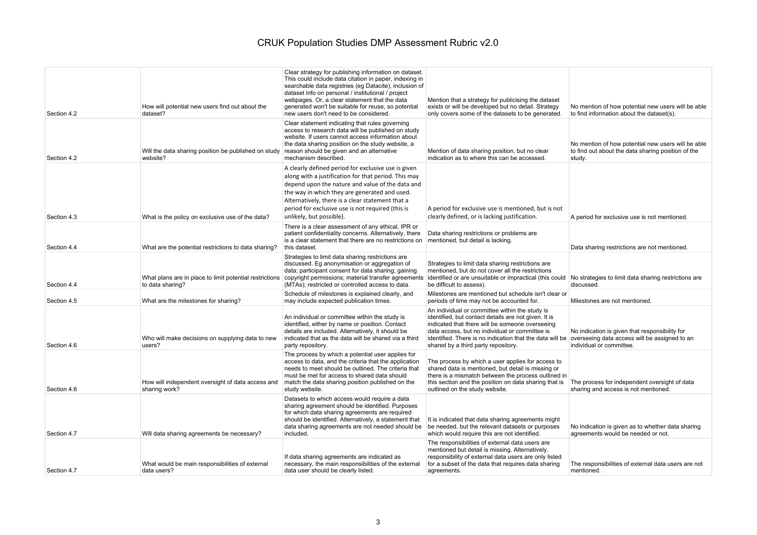# CRUK Population Studies DMP Assessment Rubric v2.0

| | | | | |
|---|---|---|---|---|
| Section 4.2 | How will potential new users find out about the dataset? | Clear strategy for publishing information on dataset. This could include data citation in paper, indexing in searchable data registries (eg Datacite), inclusion of dataset info on personal / institutional / project webpages. Or, a clear statement that the data generated won't be suitable for reuse, so potential new users don't need to be considered. | Mention that a strategy for publicising the dataset exists or will be developed but no detail. Strategy only covers some of the datasets to be generated. | No mention of how potential new users will be able to find information about the dataset(s). |
| Section 4.2 | Will the data sharing position be published on study website? | Clear statement indicating that rules governing access to research data will be published on study website. If users cannot access information about the data sharing position on the study website, a reason should be given and an alternative mechanism described. | Mention of data sharing position, but no clear indication as to where this can be accessed. | No mention of how potential new users will be able to find out about the data sharing position of the study. |
| Section 4.3 | What is the policy on exclusive use of the data? | A clearly defined period for exclusive use is given along with a justification for that period. This may depend upon the nature and value of the data and the way in which they are generated and used. Alternatively, there is a clear statement that a period for exclusive use is not required (this is unlikely, but possible). | A period for exclusive use is mentioned, but is not clearly defined, or is lacking justification. | A period for exclusive use is not mentioned. |
| Section 4.4 | What are the potential restrictions to data sharing? | There is a clear assessment of any ethical, IPR or patient confidentiality concerns. Alternatively, there is a clear statement that there are no restrictions on this dataset. | Data sharing restrictions or problems are mentioned, but detail is lacking. | Data sharing restrictions are not mentioned. |
| Section 4.4 | What plans are in place to limit potential restrictions to data sharing? | Strategies to limit data sharing restrictions are discussed. Eg anonymisation or aggregation of data; participant consent for data sharing; gaining copyright permissions; material transfer agreements (MTAs); restricted or controlled access to data. | Strategies to limit data sharing restrictions are mentioned, but do not cover all the restrictions identified or are unsuitable or impractical (this could be difficult to assess). | No strategies to limit data sharing restrictions are discussed. |
| Section 4.5 | What are the milestones for sharing? | Schedule of milestones is explained clearly, and may include expected publication times. | Milestones are mentioned but schedule isn't clear or periods of time may not be accounted for. | Milestones are not mentioned. |
| Section 4.6 | Who will make decisions on supplying data to new users? | An individual or committee within the study is identified, either by name or position. Contact details are included. Alternatively, it should be indicated that as the data will be shared via a third party repository. | An individual or committee within the study is identified, but contact details are not given. It is indicated that there will be someone overseeing data access, but no individual or committee is identified. There is no indication that the data will be shared by a third party repository. | No indication is given that responsibility for overseeing data access will be assigned to an individual or committee. |
| Section 4.6 | How will independent oversight of data access and sharing work? | The process by which a potential user applies for access to data, and the criteria that the application needs to meet should be outlined. The criteria that must be met for access to shared data should match the data sharing position published on the study website. | The process by which a user applies for access to shared data is mentioned, but detail is missing or there is a mismatch between the process outlined in this section and the position on data sharing that is outlined on the study website. | The process for independent oversight of data sharing and access is not mentioned. |
| Section 4.7 | Will data sharing agreements be necessary? | Datasets to which access would require a data sharing agreement should be identified. Purposes for which data sharing agreements are required should be identified. Alternatively, a statement that data sharing agreements are not needed should be included. | It is indicated that data sharing agreements might be needed, but the relevant datasets or purposes which would require this are not identified. | No indication is given as to whether data sharing agreements would be needed or not. |
| Section 4.7 | What would be main responsibilities of external data users? | If data sharing agreements are indicated as necessary, the main responsibilities of the external data user should be clearly listed. | The responsibilities of external data users are mentioned but detail is missing. Alternatively, responsibility of external data users are only listed for a subset of the data that requires data sharing agreements. | The responsibilities of external data users are not mentioned. |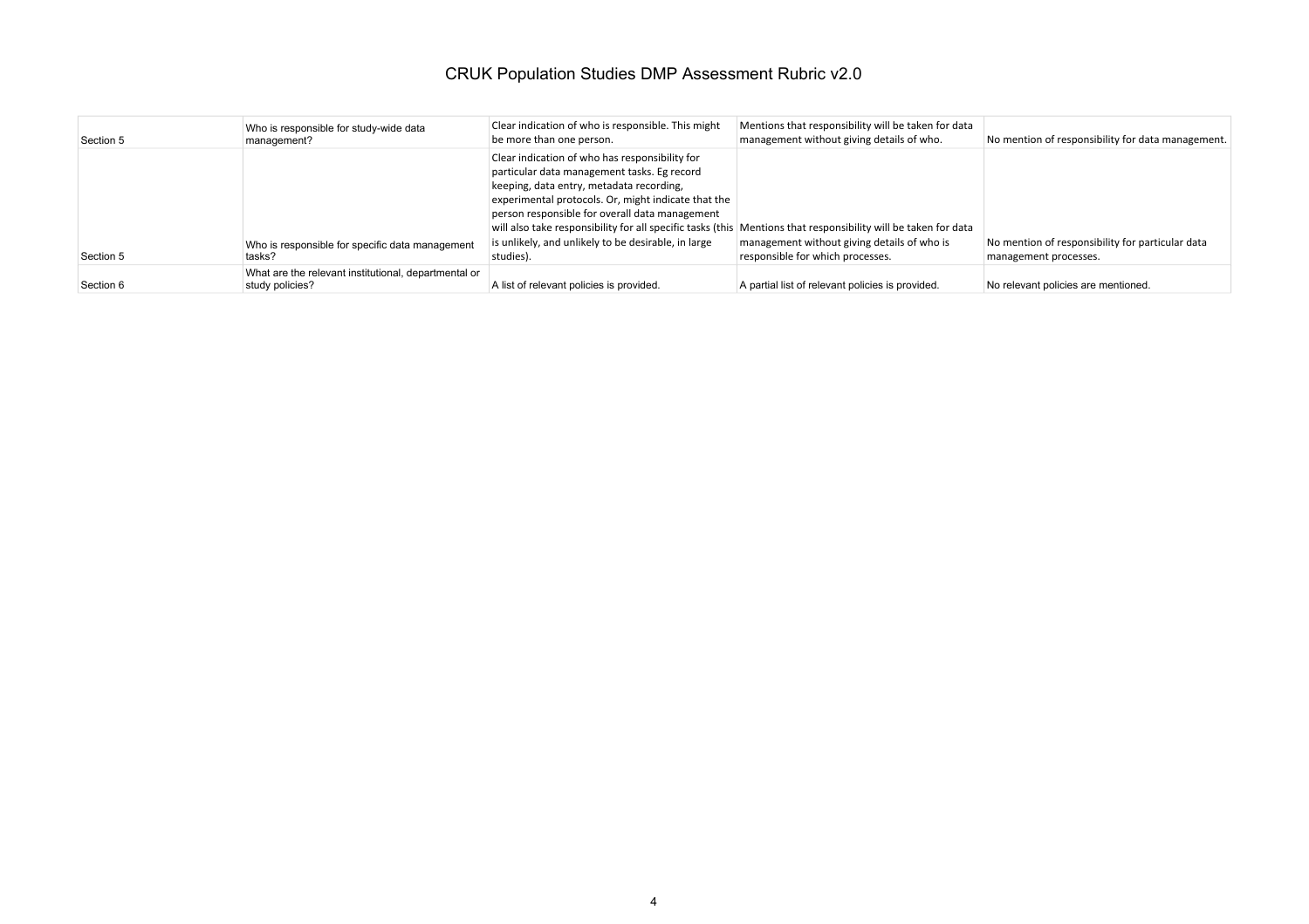# CRUK Population Studies DMP Assessment Rubric v2.0

| | | | | |
|---|---|---|---|---|
| Section 5 | Who is responsible for study-wide data management? | Clear indication of who is responsible. This might be more than one person. | Mentions that responsibility will be taken for data management without giving details of who. | No mention of responsibility for data management. |
| Section 5 | Who is responsible for specific data management tasks? | Clear indication of who has responsibility for particular data management tasks. Eg record keeping, data entry, metadata recording, experimental protocols. Or, might indicate that the person responsible for overall data management will also take responsibility for all specific tasks (this is unlikely, and unlikely to be desirable, in large studies). | Mentions that responsibility will be taken for data management without giving details of who is responsible for which processes. | No mention of responsibility for particular data management processes. |
| Section 6 | What are the relevant institutional, departmental or study policies? | A list of relevant policies is provided. | A partial list of relevant policies is provided. | No relevant policies are mentioned. |